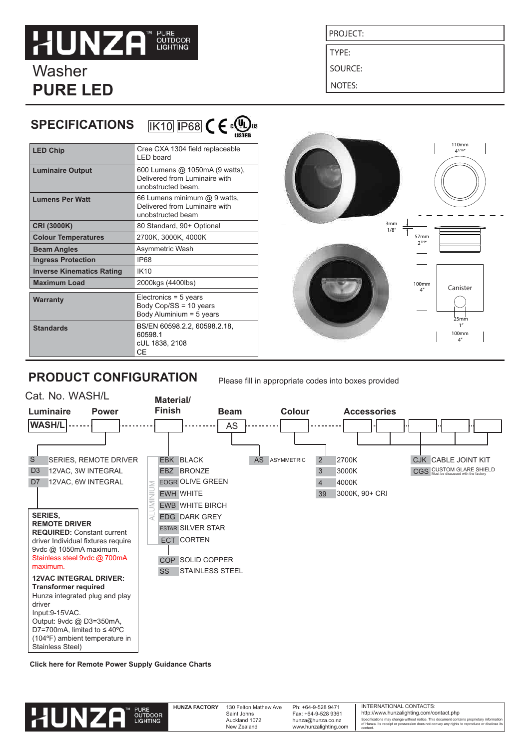# HUNZA™ PURE OUTDOOR LIGHTING

# Washer
# PURE LED

PROJECT:

TYPE:

SOURCE:

NOTES:

## SPECIFICATIONS

IK10 IP68 CE cULus LISTED

| | |
|---|---|
| **LED Chip** | Cree CXA 1304 field replaceable LED board |
| **Luminaire Output** | 600 Lumens @ 1050mA (9 watts), Delivered from Luminaire with unobstructed beam. |
| **Lumens Per Watt** | 66 Lumens minimum @ 9 watts, Delivered from Luminaire with unobstructed beam |
| **CRI (3000K)** | 80 Standard, 90+ Optional |
| **Colour Temperatures** | 2700K, 3000K, 4000K |
| **Beam Angles** | Asymmetric Wash |
| **Ingress Protection** | IP68 |
| **Inverse Kinematics Rating** | IK10 |
| **Maximum Load** | 2000kgs (4400lbs) |
| **Warranty** | Electronics = 5 years<br>Body Cop/SS = 10 years<br>Body Aluminium = 5 years |
| **Standards** | BS/EN 60598.2.2, 60598.2.18, 60598.1<br>cUL 1838, 2108<br>CE |

110mm 4 5/16"

3mm 1/8"

57mm 2 1/4"

100mm 4"

Canister

25mm 1"

100mm 4"

## PRODUCT CONFIGURATION

Please fill in appropriate codes into boxes provided

Cat. No. WASH/L

| Luminaire | Power | Material/ Finish | Beam | Colour | Accessories |
|---|---|---|---|---|---|
| WASH/L | | | AS | | |

**Power**
- S — SERIES, REMOTE DRIVER
- D3 — 12VAC, 3W INTEGRAL
- D7 — 12VAC, 6W INTEGRAL

**SERIES, REMOTE DRIVER REQUIRED:** Constant current driver Individual fixtures require 9vdc @ 1050mA maximum. Stainless steel 9vdc @ 700mA maximum.

**12VAC INTEGRAL DRIVER: Transformer required**
Hunza integrated plug and play driver
Input:9-15VAC.
Output: 9vdc @ D3=350mA, D7=700mA, limited to ≤ 40ºC (104ºF) ambient temperature in Stainless Steel)

**Material/Finish**

ALUMINIUM:
- EBK — BLACK
- EBZ — BRONZE
- EOGR — OLIVE GREEN
- EWH — WHITE
- EWB — WHITE BIRCH
- EDG — DARK GREY
- ESTAR — SILVER STAR
- ECT — CORTEN

- COP — SOLID COPPER
- SS — STAINLESS STEEL

**Beam**
- AS — ASYMMETRIC

**Colour**
- 2 — 2700K
- 3 — 3000K
- 4 — 4000K
- 39 — 3000K, 90+ CRI

**Accessories**
- CJK — CABLE JOINT KIT
- CGS — CUSTOM GLARE SHIELD (Must be discussed with the factory)

**Click here for Remote Power Supply Guidance Charts**

HUNZA FACTORY
130 Felton Mathew Ave
Saint Johns
Auckland 1072
New Zealand

Ph: +64-9-528 9471
Fax: +64-9-528 9361
hunza@hunza.co.nz
www.hunzalighting.com

INTERNATIONAL CONTACTS:
http://www.hunzalighting.com/contact.php
Specifications may change without notice. This document contains proprietary information of Hunza. Its receipt or possession does not convey any rights to reproduce or disclose its content.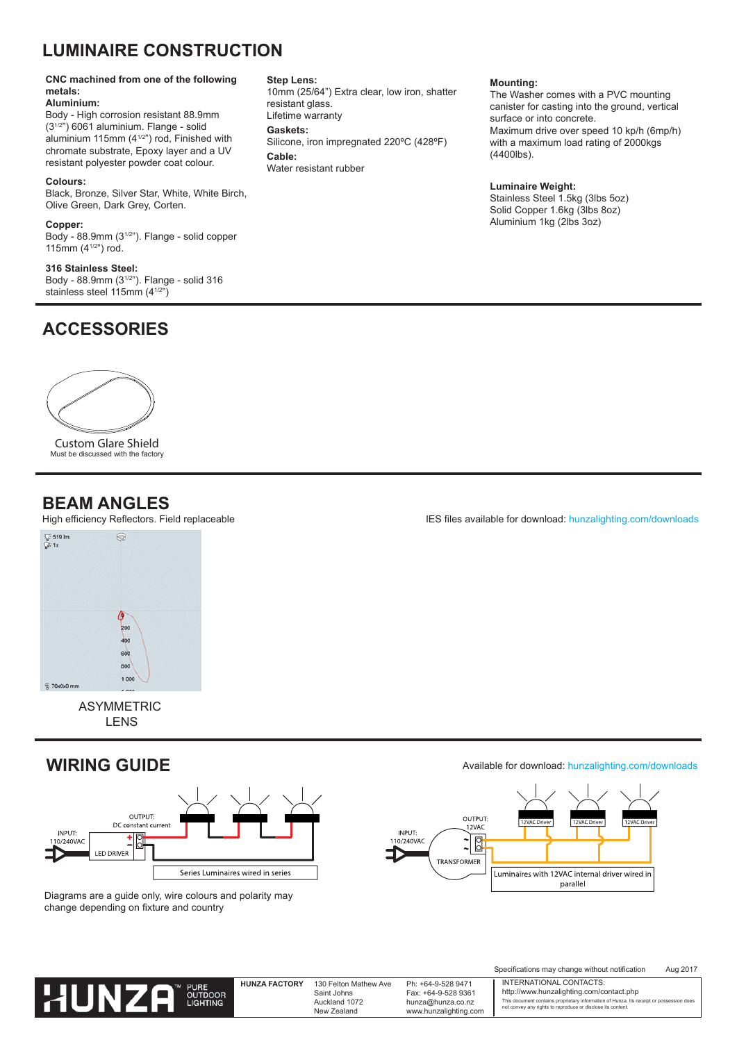## LUMINAIRE CONSTRUCTION

**CNC machined from one of the following metals:**

**Aluminium:**
Body - High corrosion resistant 88.9mm ($3^{1/2}$") 6061 aluminium. Flange - solid aluminium 115mm ($4^{1/2}$") rod, Finished with chromate substrate, Epoxy layer and a UV resistant polyester powder coat colour.

**Colours:**
Black, Bronze, Silver Star, White, White Birch, Olive Green, Dark Grey, Corten.

**Copper:**
Body - 88.9mm ($3^{1/2}$"). Flange - solid copper 115mm ($4^{1/2}$") rod.

**316 Stainless Steel:**
Body - 88.9mm ($3^{1/2}$"). Flange - solid 316 stainless steel 115mm ($4^{1/2}$")

**Step Lens:**
10mm (25/64") Extra clear, low iron, shatter resistant glass.
Lifetime warranty

**Gaskets:**
Silicone, iron impregnated 220ºC (428ºF)

**Cable:**
Water resistant rubber

**Mounting:**
The Washer comes with a PVC mounting canister for casting into the ground, vertical surface or into concrete.
Maximum drive over speed 10 kp/h (6mp/h) with a maximum load rating of 2000kgs (4400lbs).

**Luminaire Weight:**
Stainless Steel 1.5kg (3lbs 5oz)
Solid Copper 1.6kg (3lbs 8oz)
Aluminium 1kg (2lbs 3oz)

## ACCESSORIES

Custom Glare Shield
Must be discussed with the factory

## BEAM ANGLES

High efficiency Reflectors. Field replaceable

IES files available for download: hunzalighting.com/downloads

519 lm
1x
200
400
600
800
1 000
70x0x0 mm

ASYMMETRIC LENS

## WIRING GUIDE

Available for download: hunzalighting.com/downloads

INPUT: 110/240VAC
OUTPUT: DC constant current
LED DRIVER
Series Luminaires wired in series

INPUT: 110/240VAC
OUTPUT: 12VAC
TRANSFORMER
12VAC Driver
12VAC Driver
12VAC Driver
Luminaires with 12VAC internal driver wired in parallel

Diagrams are a guide only, wire colours and polarity may change depending on fixture and country

Specifications may change without notification — Aug 2017

HUNZA™ PURE OUTDOOR LIGHTING

**HUNZA FACTORY**
130 Felton Mathew Ave
Saint Johns
Auckland 1072
New Zealand

Ph: +64-9-528 9471
Fax: +64-9-528 9361
hunza@hunza.co.nz
www.hunzalighting.com

INTERNATIONAL CONTACTS:
http://www.hunzalighting.com/contact.php
This document contains proprietary information of Hunza. Its receipt or possession does not convey any rights to reproduce or disclose its content.